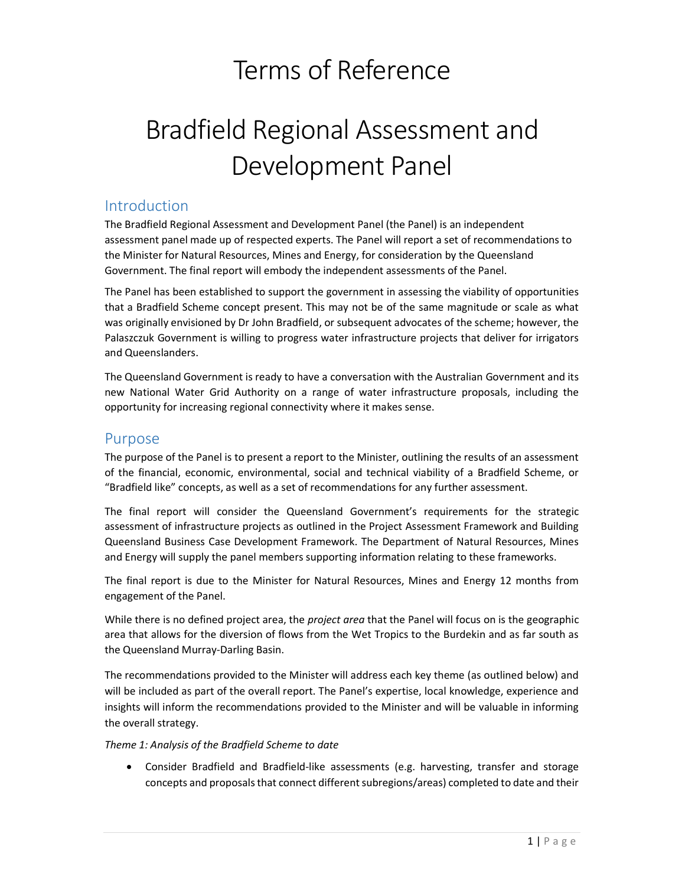# Terms of Reference

# Bradfield Regional Assessment and Development Panel

## Introduction

The Bradfield Regional Assessment and Development Panel (the Panel) is an independent assessment panel made up of respected experts. The Panel will report a set of recommendations to the Minister for Natural Resources, Mines and Energy, for consideration by the Queensland Government. The final report will embody the independent assessments of the Panel.

The Panel has been established to support the government in assessing the viability of opportunities that a Bradfield Scheme concept present. This may not be of the same magnitude or scale as what was originally envisioned by Dr John Bradfield, or subsequent advocates of the scheme; however, the Palaszczuk Government is willing to progress water infrastructure projects that deliver for irrigators and Queenslanders.

The Queensland Government is ready to have a conversation with the Australian Government and its new National Water Grid Authority on a range of water infrastructure proposals, including the opportunity for increasing regional connectivity where it makes sense.

## Purpose

The purpose of the Panel is to present a report to the Minister, outlining the results of an assessment of the financial, economic, environmental, social and technical viability of a Bradfield Scheme, or "Bradfield like" concepts, as well as a set of recommendations for any further assessment.

The final report will consider the Queensland Government's requirements for the strategic assessment of infrastructure projects as outlined in the Project Assessment Framework and Building Queensland Business Case Development Framework. The Department of Natural Resources, Mines and Energy will supply the panel members supporting information relating to these frameworks.

The final report is due to the Minister for Natural Resources, Mines and Energy 12 months from engagement of the Panel.

While there is no defined project area, the *project area* that the Panel will focus on is the geographic area that allows for the diversion of flows from the Wet Tropics to the Burdekin and as far south as the Queensland Murray-Darling Basin.

The recommendations provided to the Minister will address each key theme (as outlined below) and will be included as part of the overall report. The Panel's expertise, local knowledge, experience and insights will inform the recommendations provided to the Minister and will be valuable in informing the overall strategy.

*Theme 1: Analysis of the Bradfield Scheme to date*

- Consider Bradfield and Bradfield-like assessments (e.g. harvesting, transfer and storage concepts and proposals that connect different subregions/areas) completed to date and their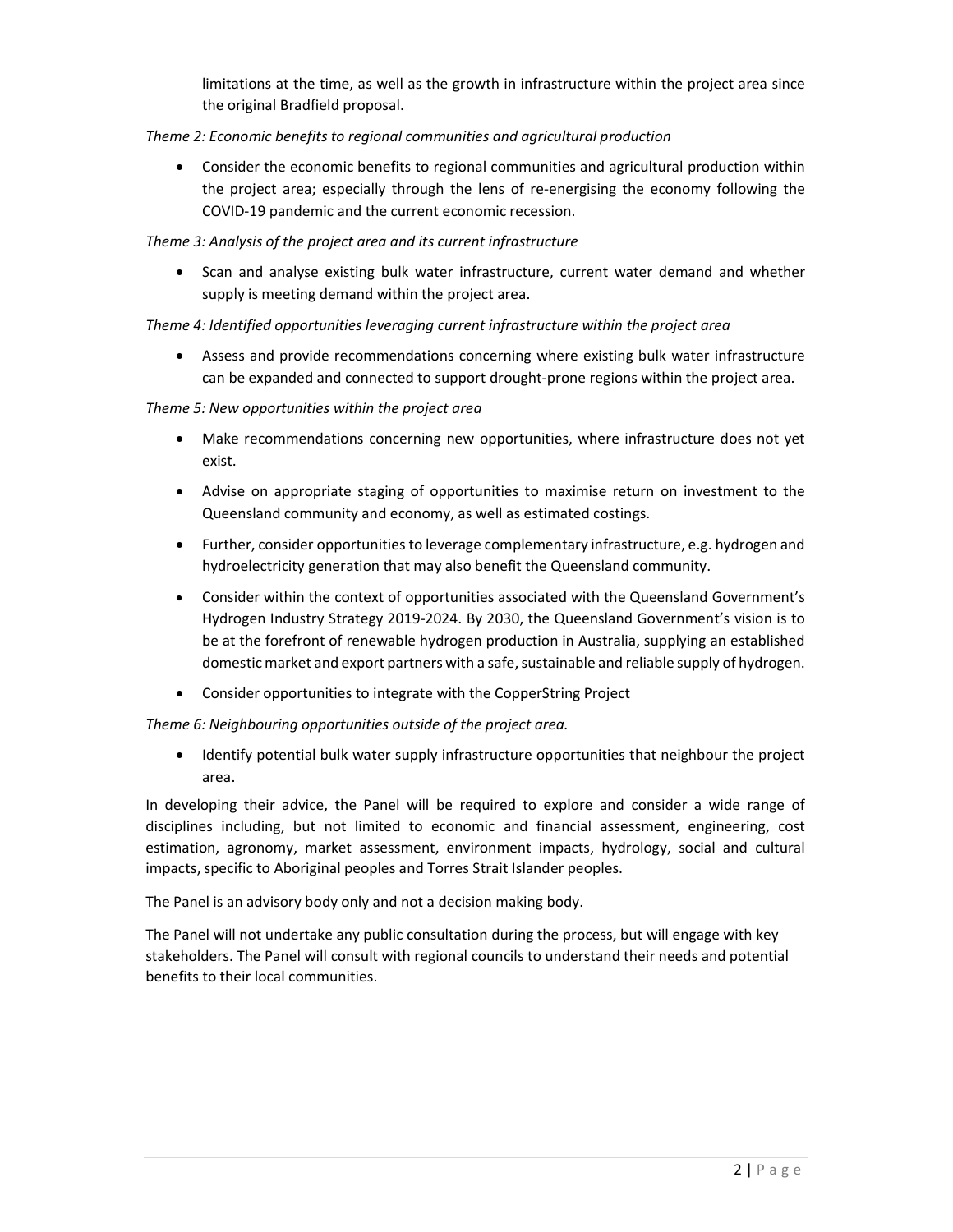limitations at the time, as well as the growth in infrastructure within the project area since the original Bradfield proposal.

*Theme 2: Economic benefits to regional communities and agricultural production*

- Consider the economic benefits to regional communities and agricultural production within the project area; especially through the lens of re-energising the economy following the COVID-19 pandemic and the current economic recession.

*Theme 3: Analysis of the project area and its current infrastructure*

- Scan and analyse existing bulk water infrastructure, current water demand and whether supply is meeting demand within the project area.

*Theme 4: Identified opportunities leveraging current infrastructure within the project area*

- Assess and provide recommendations concerning where existing bulk water infrastructure can be expanded and connected to support drought-prone regions within the project area.

*Theme 5: New opportunities within the project area*

- Make recommendations concerning new opportunities, where infrastructure does not yet exist.
- Advise on appropriate staging of opportunities to maximise return on investment to the Queensland community and economy, as well as estimated costings.
- Further, consider opportunities to leverage complementary infrastructure, e.g. hydrogen and hydroelectricity generation that may also benefit the Queensland community.
- Consider within the context of opportunities associated with the Queensland Government's Hydrogen Industry Strategy 2019-2024. By 2030, the Queensland Government's vision is to be at the forefront of renewable hydrogen production in Australia, supplying an established domestic market and export partners with a safe, sustainable and reliable supply of hydrogen.
- Consider opportunities to integrate with the CopperString Project

*Theme 6: Neighbouring opportunities outside of the project area.*

- Identify potential bulk water supply infrastructure opportunities that neighbour the project area.

In developing their advice, the Panel will be required to explore and consider a wide range of disciplines including, but not limited to economic and financial assessment, engineering, cost estimation, agronomy, market assessment, environment impacts, hydrology, social and cultural impacts, specific to Aboriginal peoples and Torres Strait Islander peoples.

The Panel is an advisory body only and not a decision making body.

The Panel will not undertake any public consultation during the process, but will engage with key stakeholders. The Panel will consult with regional councils to understand their needs and potential benefits to their local communities.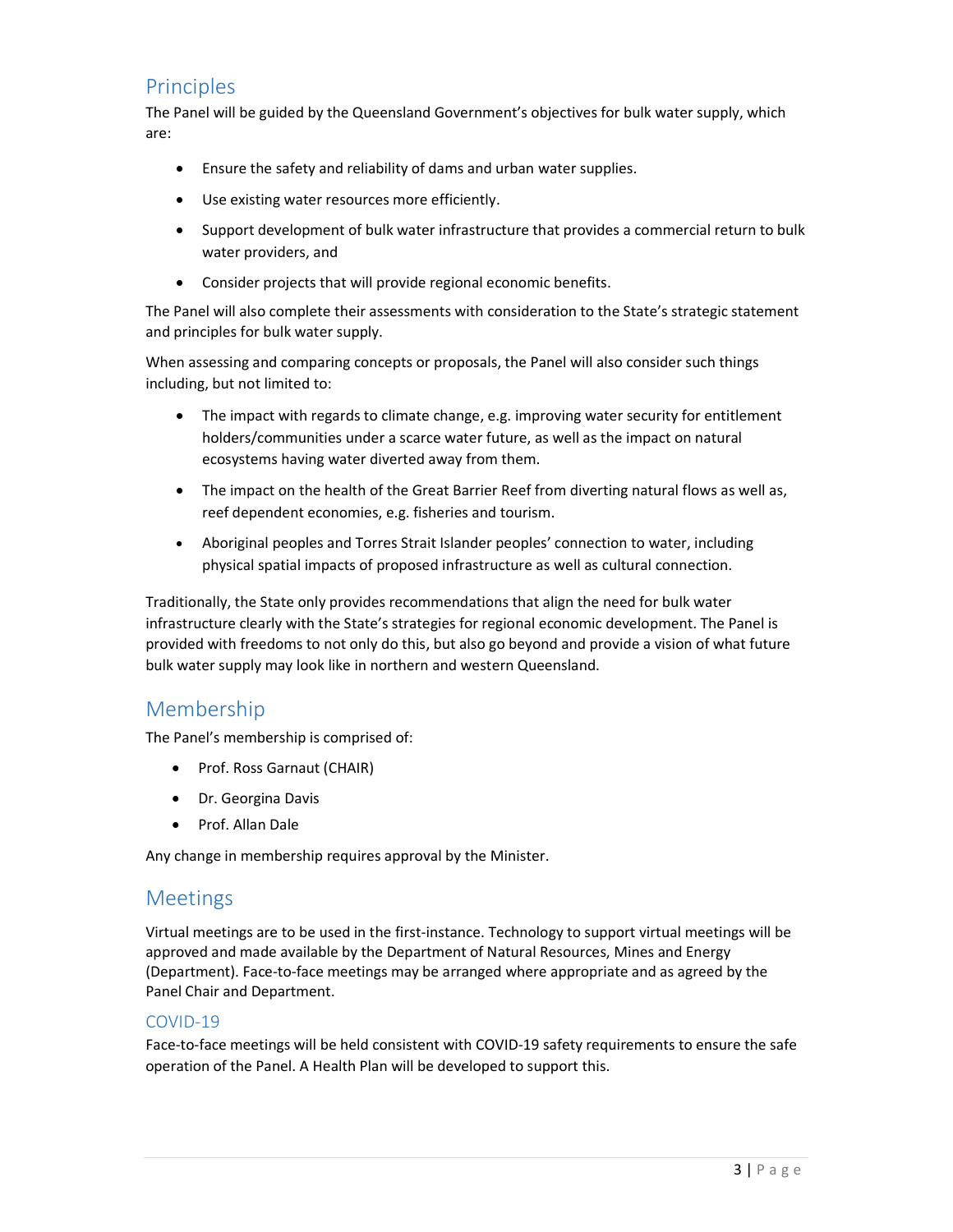## Principles

The Panel will be guided by the Queensland Government's objectives for bulk water supply, which are:

- Ensure the safety and reliability of dams and urban water supplies.
- Use existing water resources more efficiently.
- Support development of bulk water infrastructure that provides a commercial return to bulk water providers, and
- Consider projects that will provide regional economic benefits.

The Panel will also complete their assessments with consideration to the State's strategic statement and principles for bulk water supply.

When assessing and comparing concepts or proposals, the Panel will also consider such things including, but not limited to:

- The impact with regards to climate change, e.g. improving water security for entitlement holders/communities under a scarce water future, as well as the impact on natural ecosystems having water diverted away from them.
- The impact on the health of the Great Barrier Reef from diverting natural flows as well as, reef dependent economies, e.g. fisheries and tourism.
- Aboriginal peoples and Torres Strait Islander peoples' connection to water, including physical spatial impacts of proposed infrastructure as well as cultural connection.

Traditionally, the State only provides recommendations that align the need for bulk water infrastructure clearly with the State's strategies for regional economic development. The Panel is provided with freedoms to not only do this, but also go beyond and provide a vision of what future bulk water supply may look like in northern and western Queensland.

## Membership

The Panel's membership is comprised of:

- Prof. Ross Garnaut (CHAIR)
- Dr. Georgina Davis
- Prof. Allan Dale

Any change in membership requires approval by the Minister.

## Meetings

Virtual meetings are to be used in the first-instance. Technology to support virtual meetings will be approved and made available by the Department of Natural Resources, Mines and Energy (Department). Face-to-face meetings may be arranged where appropriate and as agreed by the Panel Chair and Department.

### COVID-19

Face-to-face meetings will be held consistent with COVID-19 safety requirements to ensure the safe operation of the Panel. A Health Plan will be developed to support this.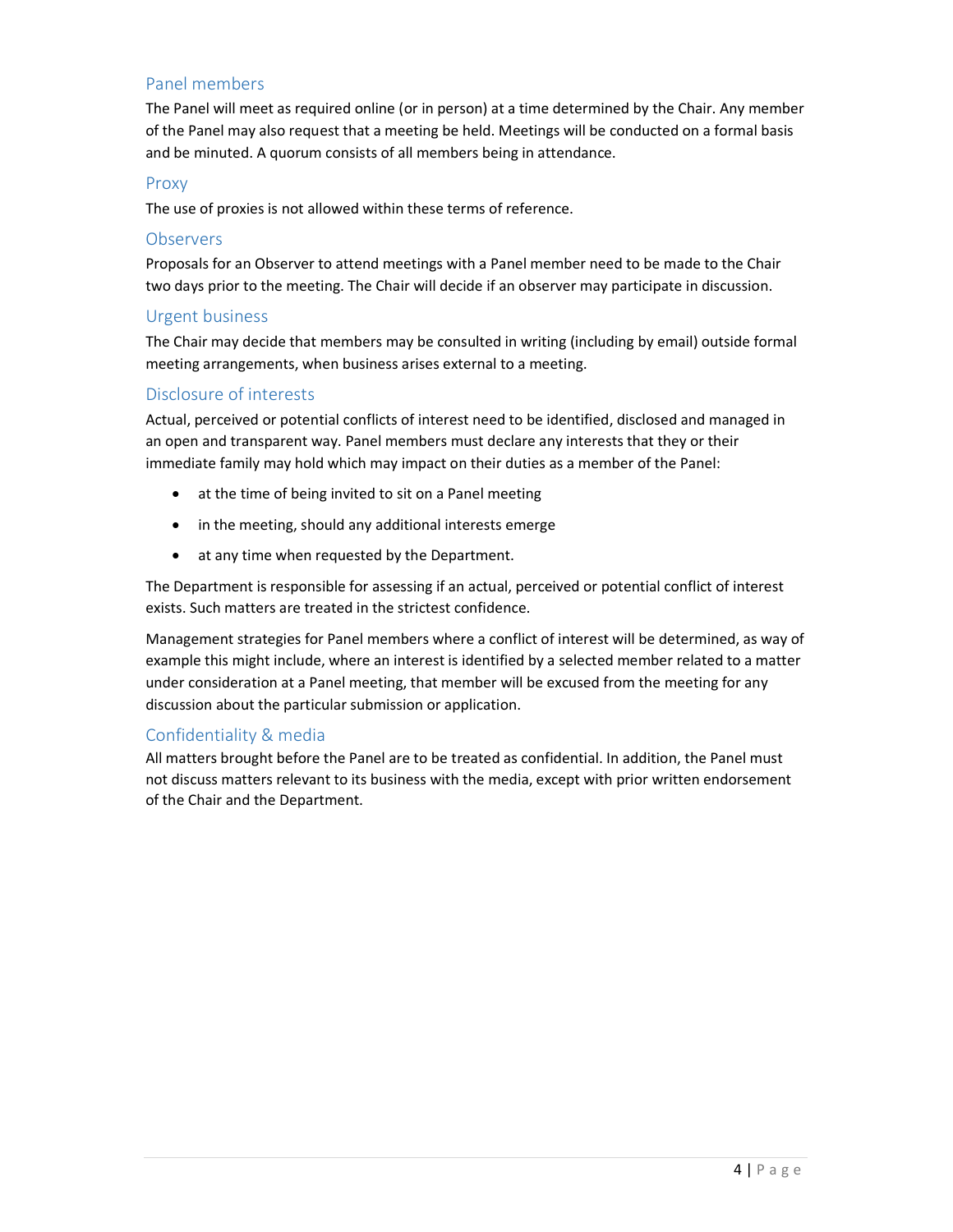## Panel members

The Panel will meet as required online (or in person) at a time determined by the Chair. Any member of the Panel may also request that a meeting be held. Meetings will be conducted on a formal basis and be minuted. A quorum consists of all members being in attendance.

## Proxy

The use of proxies is not allowed within these terms of reference.

## Observers

Proposals for an Observer to attend meetings with a Panel member need to be made to the Chair two days prior to the meeting. The Chair will decide if an observer may participate in discussion.

## Urgent business

The Chair may decide that members may be consulted in writing (including by email) outside formal meeting arrangements, when business arises external to a meeting.

## Disclosure of interests

Actual, perceived or potential conflicts of interest need to be identified, disclosed and managed in an open and transparent way. Panel members must declare any interests that they or their immediate family may hold which may impact on their duties as a member of the Panel:

- at the time of being invited to sit on a Panel meeting
- in the meeting, should any additional interests emerge
- at any time when requested by the Department.

The Department is responsible for assessing if an actual, perceived or potential conflict of interest exists. Such matters are treated in the strictest confidence.

Management strategies for Panel members where a conflict of interest will be determined, as way of example this might include, where an interest is identified by a selected member related to a matter under consideration at a Panel meeting, that member will be excused from the meeting for any discussion about the particular submission or application.

## Confidentiality & media

All matters brought before the Panel are to be treated as confidential. In addition, the Panel must not discuss matters relevant to its business with the media, except with prior written endorsement of the Chair and the Department.